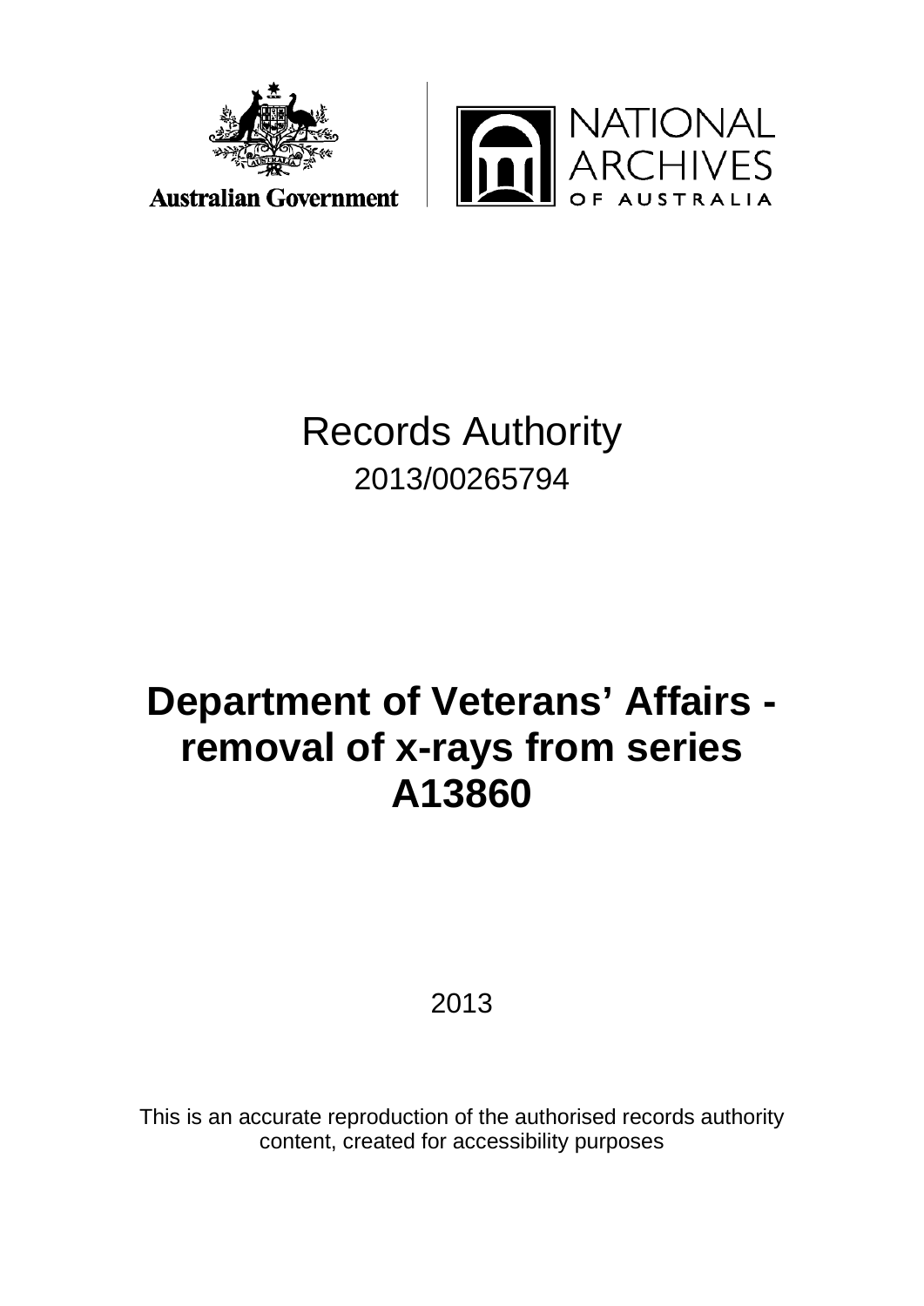Australian Government

NATIONAL ARCHIVES OF AUSTRALIA

Records Authority

2013/00265794

# Department of Veterans' Affairs - removal of x-rays from series A13860

2013

This is an accurate reproduction of the authorised records authority content, created for accessibility purposes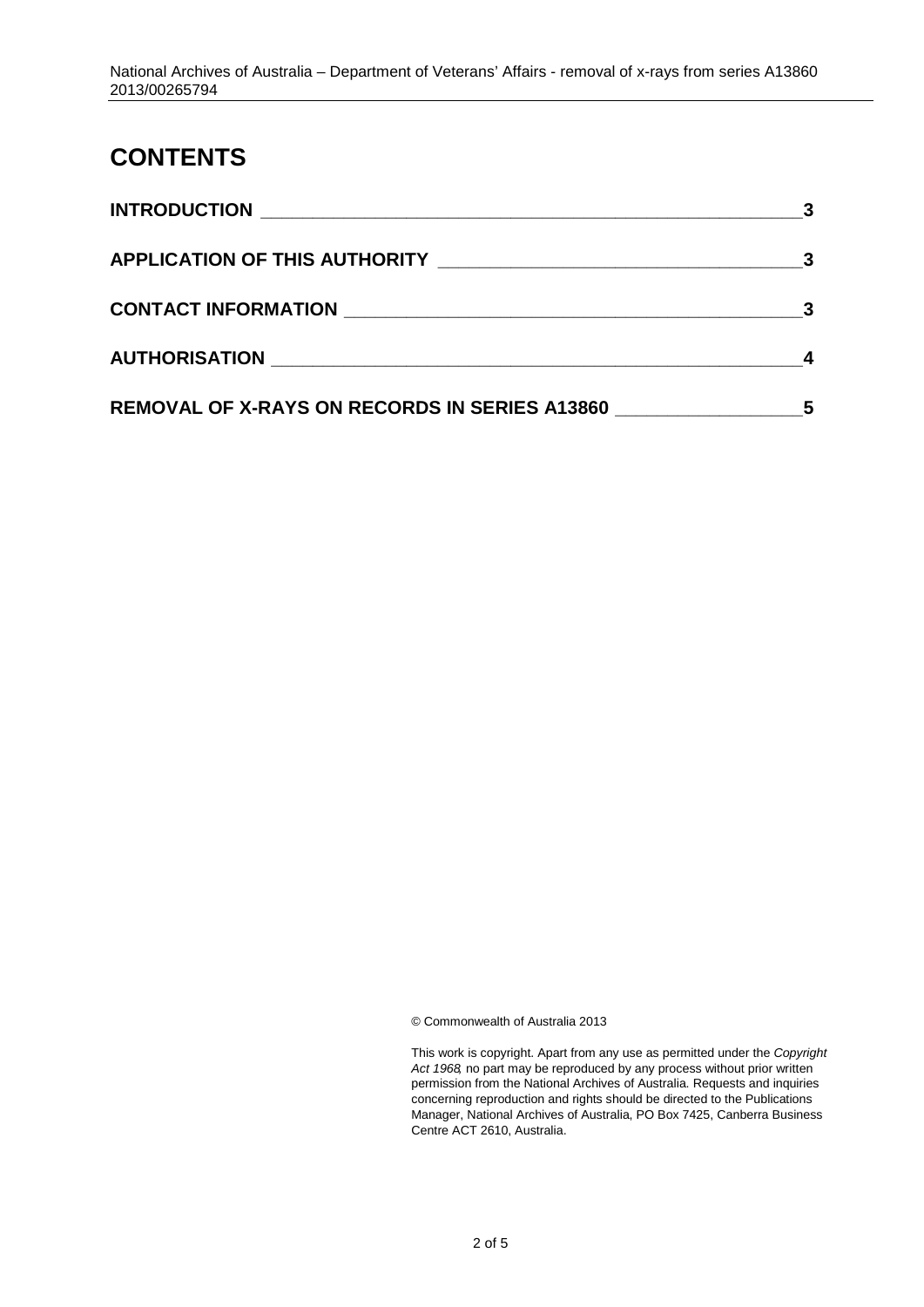# CONTENTS

| | |
|---|---|
| **INTRODUCTION** | **3** |
| **APPLICATION OF THIS AUTHORITY** | **3** |
| **CONTACT INFORMATION** | **3** |
| **AUTHORISATION** | **4** |
| **REMOVAL OF X-RAYS ON RECORDS IN SERIES A13860** | **5** |

© Commonwealth of Australia 2013

This work is copyright. Apart from any use as permitted under the *Copyright Act 1968*, no part may be reproduced by any process without prior written permission from the National Archives of Australia. Requests and inquiries concerning reproduction and rights should be directed to the Publications Manager, National Archives of Australia, PO Box 7425, Canberra Business Centre ACT 2610, Australia.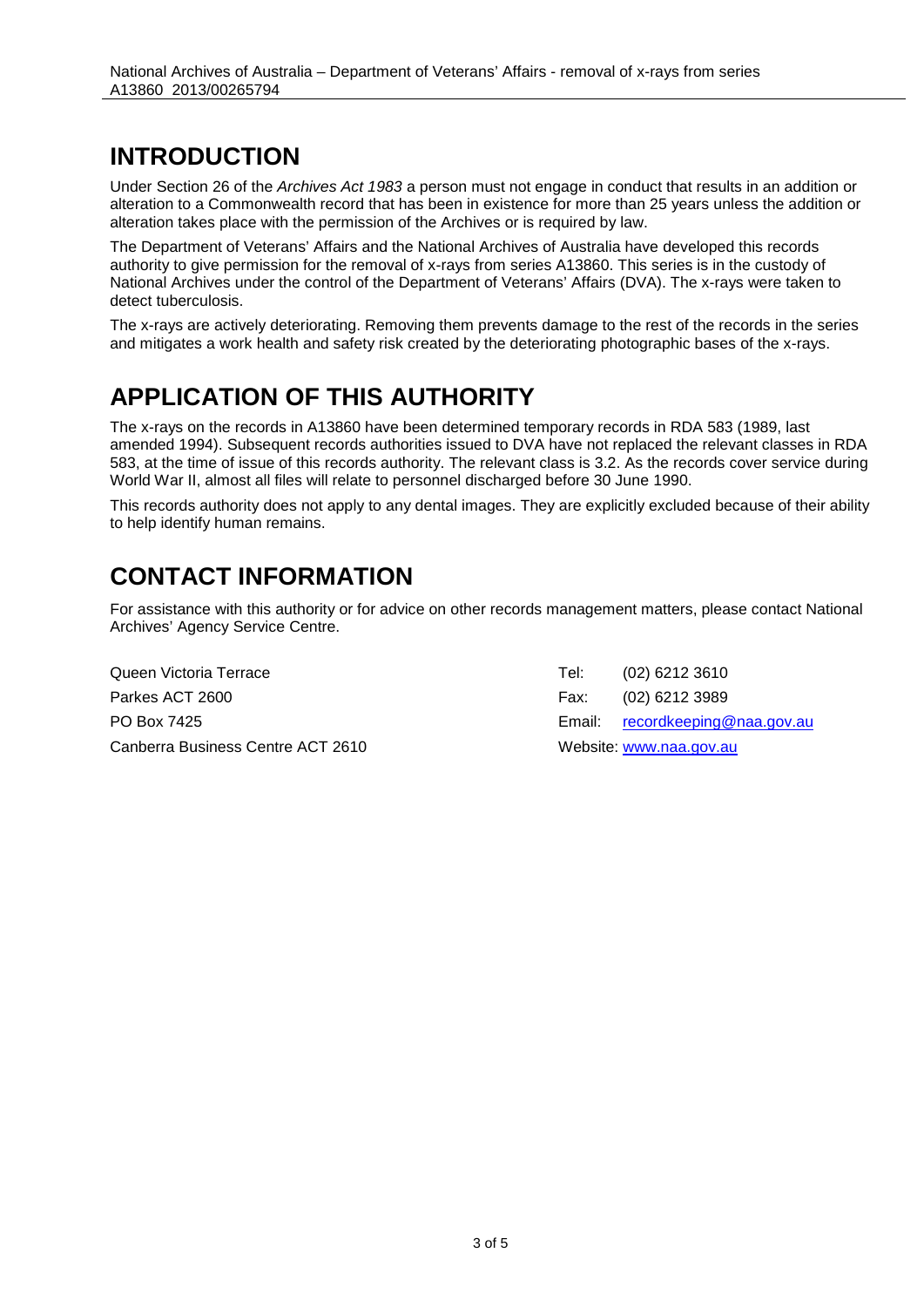## INTRODUCTION

Under Section 26 of the *Archives Act 1983* a person must not engage in conduct that results in an addition or alteration to a Commonwealth record that has been in existence for more than 25 years unless the addition or alteration takes place with the permission of the Archives or is required by law.

The Department of Veterans' Affairs and the National Archives of Australia have developed this records authority to give permission for the removal of x-rays from series A13860. This series is in the custody of National Archives under the control of the Department of Veterans' Affairs (DVA). The x-rays were taken to detect tuberculosis.

The x-rays are actively deteriorating. Removing them prevents damage to the rest of the records in the series and mitigates a work health and safety risk created by the deteriorating photographic bases of the x-rays.

## APPLICATION OF THIS AUTHORITY

The x-rays on the records in A13860 have been determined temporary records in RDA 583 (1989, last amended 1994). Subsequent records authorities issued to DVA have not replaced the relevant classes in RDA 583, at the time of issue of this records authority. The relevant class is 3.2. As the records cover service during World War II, almost all files will relate to personnel discharged before 30 June 1990.

This records authority does not apply to any dental images. They are explicitly excluded because of their ability to help identify human remains.

## CONTACT INFORMATION

For assistance with this authority or for advice on other records management matters, please contact National Archives' Agency Service Centre.

Queen Victoria Terrace
Parkes ACT 2600
PO Box 7425
Canberra Business Centre ACT 2610

Tel: (02) 6212 3610
Fax: (02) 6212 3989
Email: recordkeeping@naa.gov.au
Website: www.naa.gov.au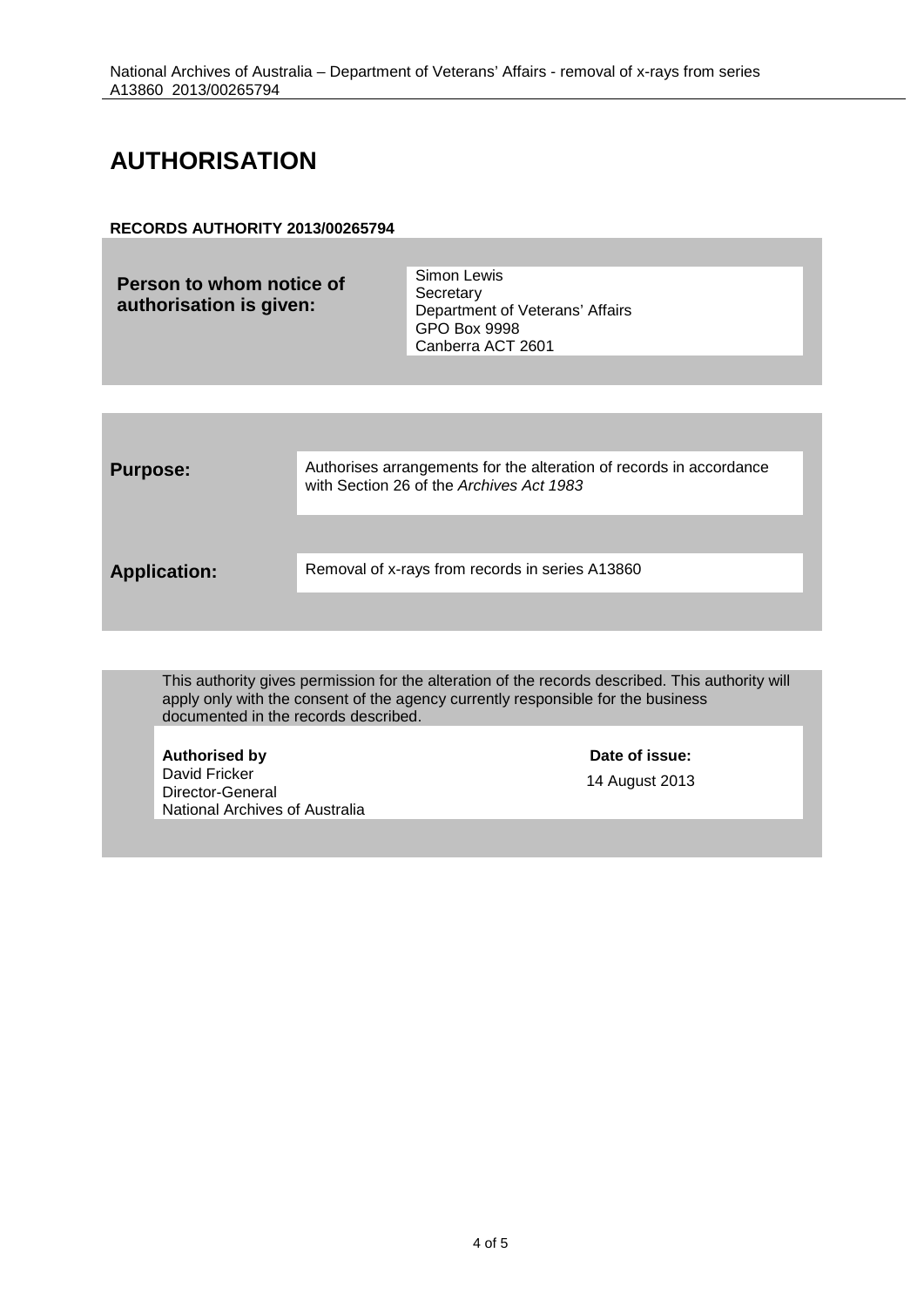# AUTHORISATION

**RECORDS AUTHORITY 2013/00265794**

| **Person to whom notice of authorisation is given:** | Simon Lewis<br>Secretary<br>Department of Veterans' Affairs<br>GPO Box 9998<br>Canberra ACT 2601 |
|---|---|

| | |
|---|---|
| **Purpose:** | Authorises arrangements for the alteration of records in accordance with Section 26 of the *Archives Act 1983* |
| **Application:** | Removal of x-rays from records in series A13860 |

This authority gives permission for the alteration of the records described. This authority will apply only with the consent of the agency currently responsible for the business documented in the records described.

| **Authorised by** | **Date of issue:** |
|---|---|
| David Fricker<br>Director-General<br>National Archives of Australia | 14 August 2013 |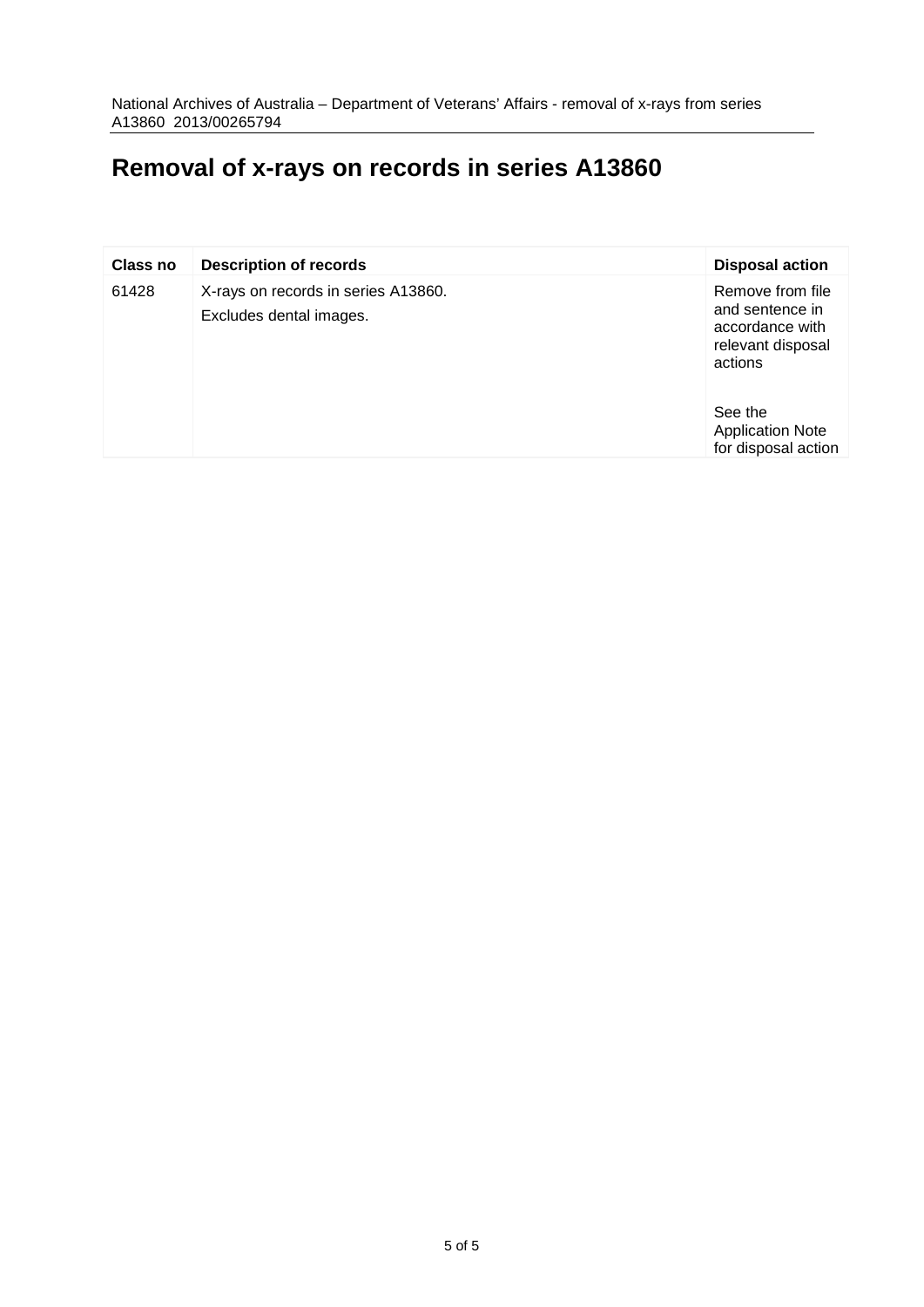# Removal of x-rays on records in series A13860

| Class no | Description of records | Disposal action |
|---|---|---|
| 61428 | X-rays on records in series A13860.<br>Excludes dental images. | Remove from file and sentence in accordance with relevant disposal actions<br><br>See the Application Note for disposal action |